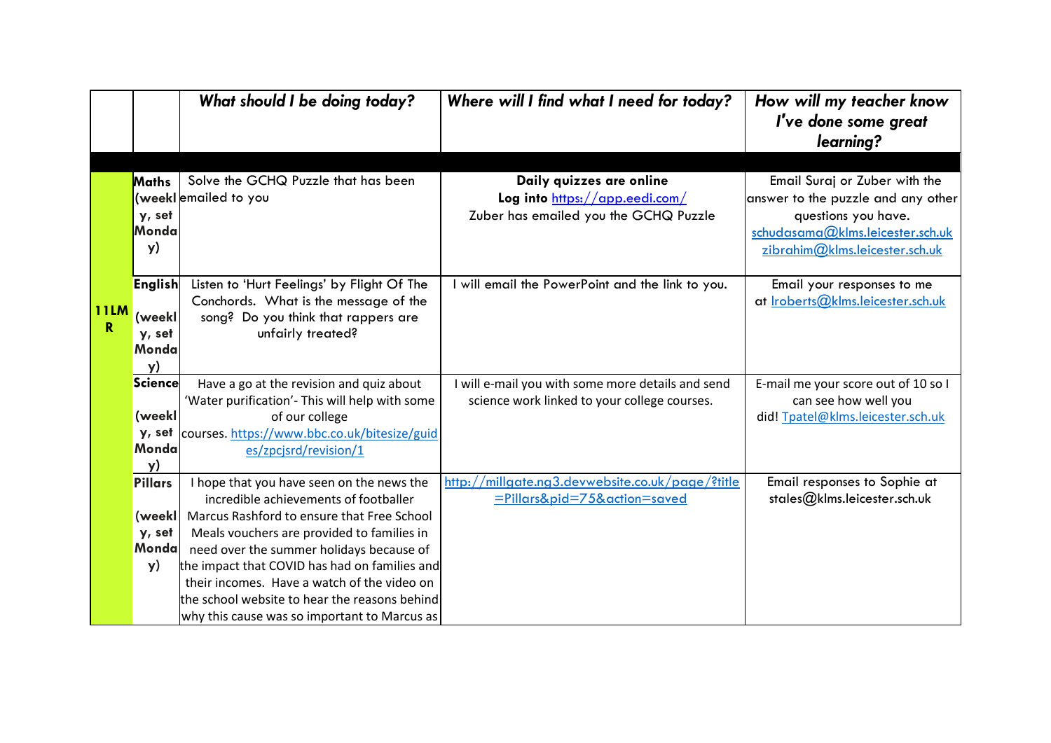| | | *What should I be doing today?* | *Where will I find what I need for today?* | *How will my teacher know I've done some great learning?* |
|---|---|---|---|---|
| | | | | |
| **11LMR** | **Maths** (weekly, set Monday) | Solve the GCHQ Puzzle that has been emailed to you | **Daily quizzes are online** **Log into** https://app.eedi.com/ Zuber has emailed you the GCHQ Puzzle | Email Suraj or Zuber with the answer to the puzzle and any other questions you have. schudasama@klms.leicester.sch.uk zibrahim@klms.leicester.sch.uk |
| | **English** (weekly, set Monday) | Listen to 'Hurt Feelings' by Flight Of The Conchords. What is the message of the song? Do you think that rappers are unfairly treated? | I will email the PowerPoint and the link to you. | Email your responses to me at lroberts@klms.leicester.sch.uk |
| | **Science** (weekly, set Monday) | Have a go at the revision and quiz about 'Water purification'- This will help with some of our college courses. https://www.bbc.co.uk/bitesize/guides/zpcjsrd/revision/1 | I will e-mail you with some more details and send science work linked to your college courses. | E-mail me your score out of 10 so I can see how well you did! Tpatel@klms.leicester.sch.uk |
| | **Pillars** (weekly, set Monday) | I hope that you have seen on the news the incredible achievements of footballer Marcus Rashford to ensure that Free School Meals vouchers are provided to families in need over the summer holidays because of the impact that COVID has had on families and their incomes. Have a watch of the video on the school website to hear the reasons behind why this cause was so important to Marcus as | http://millgate.ng3.devwebsite.co.uk/page/?title=Pillars&pid=75&action=saved | Email responses to Sophie at stales@klms.leicester.sch.uk |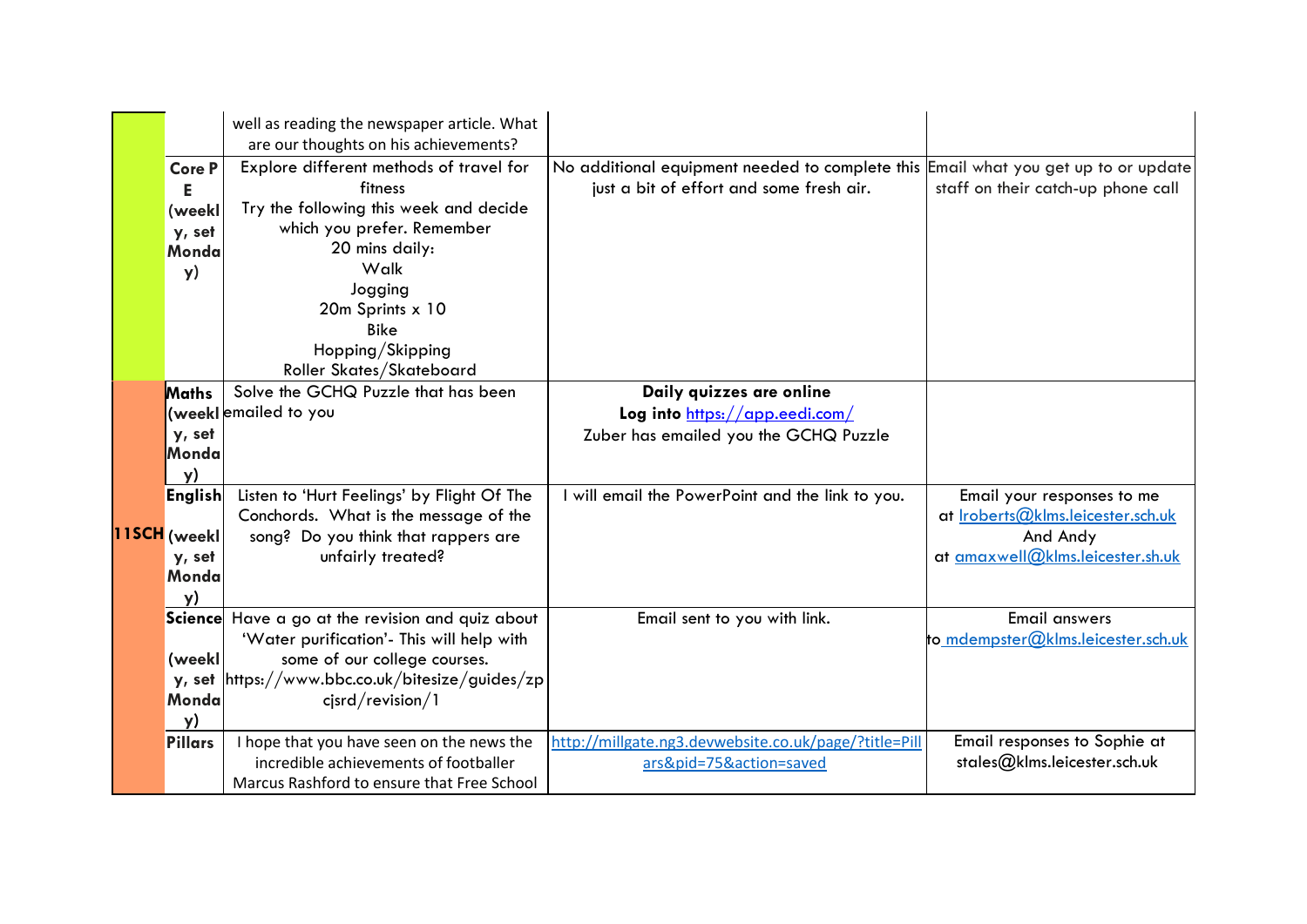| | | | | |
|---|---|---|---|---|
| | | well as reading the newspaper article. What are our thoughts on his achievements? | | |
| | Core PE (weekly, set Monday) | Explore different methods of travel for fitness<br>Try the following this week and decide which you prefer. Remember 20 mins daily:<br>Walk<br>Jogging<br>20m Sprints x 10<br>Bike<br>Hopping/Skipping<br>Roller Skates/Skateboard | No additional equipment needed to complete this just a bit of effort and some fresh air. | Email what you get up to or update staff on their catch-up phone call |
| 11SCH | Maths (weekly, set Monday) | Solve the GCHQ Puzzle that has been emailed to you | **Daily quizzes are online**<br>**Log into** https://app.eedi.com/<br>Zuber has emailed you the GCHQ Puzzle | |
| | English (weekly, set Monday) | Listen to 'Hurt Feelings' by Flight Of The Conchords. What is the message of the song? Do you think that rappers are unfairly treated? | I will email the PowerPoint and the link to you. | Email your responses to me at lroberts@klms.leicester.sch.uk<br>And Andy at amaxwell@klms.leicester.sh.uk |
| | Science (weekly, set Monday) | Have a go at the revision and quiz about 'Water purification'- This will help with some of our college courses.<br>https://www.bbc.co.uk/bitesize/guides/zpcjsrd/revision/1 | Email sent to you with link. | Email answers to mdempster@klms.leicester.sch.uk |
| | Pillars | I hope that you have seen on the news the incredible achievements of footballer Marcus Rashford to ensure that Free School | http://millgate.ng3.devwebsite.co.uk/page/?title=Pillars&pid=75&action=saved | Email responses to Sophie at stales@klms.leicester.sch.uk |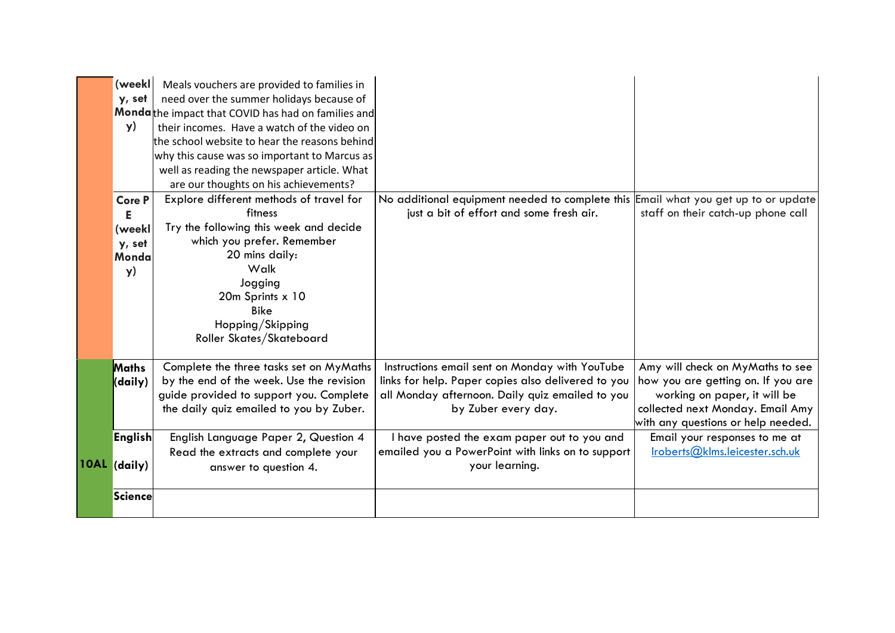| | | | | |
|---|---|---|---|---|
| | (weekly, set Monday) | Meals vouchers are provided to families in need over the summer holidays because of the impact that COVID has had on families and their incomes. Have a watch of the video on the school website to hear the reasons behind why this cause was so important to Marcus as well as reading the newspaper article. What are our thoughts on his achievements? | | |
| | Core P E (weekly, set Monday) | Explore different methods of travel for fitness<br>Try the following this week and decide which you prefer. Remember<br>20 mins daily:<br>Walk<br>Jogging<br>20m Sprints x 10<br>Bike<br>Hopping/Skipping<br>Roller Skates/Skateboard | No additional equipment needed to complete this just a bit of effort and some fresh air. | Email what you get up to or update staff on their catch-up phone call |
| 10AL | Maths (daily) | Complete the three tasks set on MyMaths by the end of the week. Use the revision guide provided to support you. Complete the daily quiz emailed to you by Zuber. | Instructions email sent on Monday with YouTube links for help. Paper copies also delivered to you all Monday afternoon. Daily quiz emailed to you by Zuber every day. | Amy will check on MyMaths to see how you are getting on. If you are working on paper, it will be collected next Monday. Email Amy with any questions or help needed. |
| | English (daily) | English Language Paper 2, Question 4<br>Read the extracts and complete your answer to question 4. | I have posted the exam paper out to you and emailed you a PowerPoint with links on to support your learning. | Email your responses to me at lroberts@klms.leicester.sch.uk |
| | Science | | | |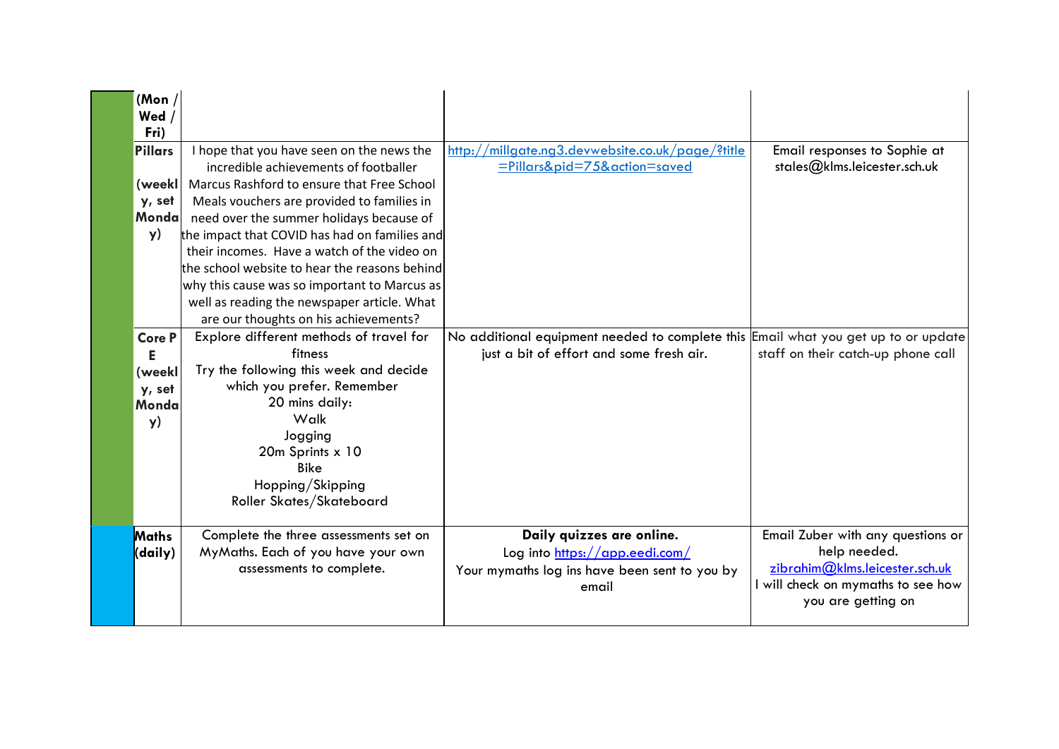| | | | | |
|---|---|---|---|---|
| | (Mon / Wed / Fri) | | | |
| | Pillars (weekly, set Monday) | I hope that you have seen on the news the incredible achievements of footballer Marcus Rashford to ensure that Free School Meals vouchers are provided to families in need over the summer holidays because of the impact that COVID has had on families and their incomes. Have a watch of the video on the school website to hear the reasons behind why this cause was so important to Marcus as well as reading the newspaper article. What are our thoughts on his achievements? | http://millgate.ng3.devwebsite.co.uk/page/?title=Pillars&pid=75&action=saved | Email responses to Sophie at stales@klms.leicester.sch.uk |
| | Core PE (weekly, set Monday) | Explore different methods of travel for fitness<br>Try the following this week and decide which you prefer. Remember 20 mins daily:<br>Walk<br>Jogging<br>20m Sprints x 10<br>Bike<br>Hopping/Skipping<br>Roller Skates/Skateboard | No additional equipment needed to complete this just a bit of effort and some fresh air. | Email what you get up to or update staff on their catch-up phone call |
| | Maths (daily) | Complete the three assessments set on MyMaths. Each of you have your own assessments to complete. | **Daily quizzes are online.**<br>Log into https://app.eedi.com/<br>Your mymaths log ins have been sent to you by email | Email Zuber with any questions or help needed.<br>zibrahim@klms.leicester.sch.uk<br>I will check on mymaths to see how you are getting on |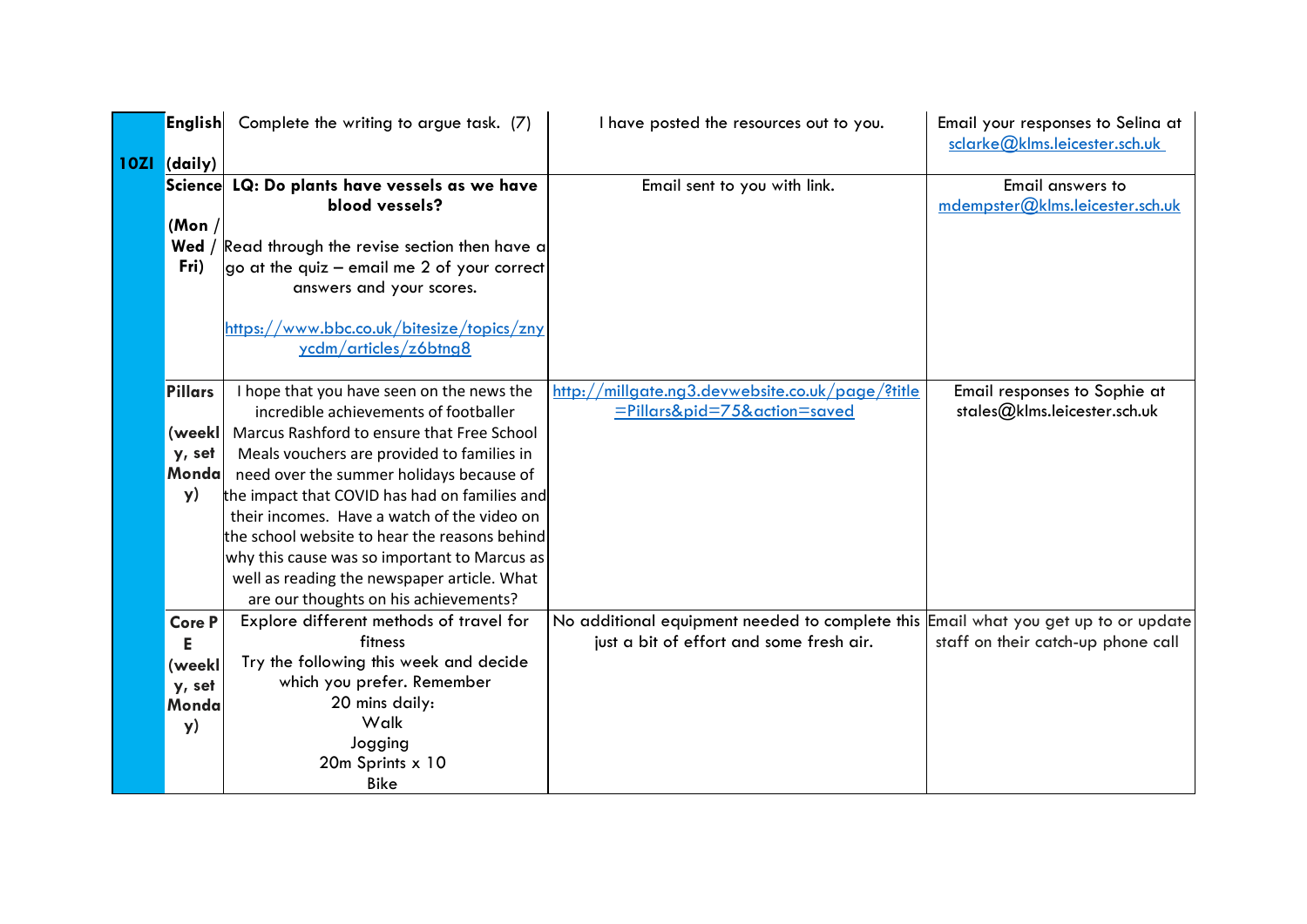| | | | | |
|---|---|---|---|---|
| 10ZI | English (daily) | Complete the writing to argue task. (7) | I have posted the resources out to you. | Email your responses to Selina at sclarke@klms.leicester.sch.uk |
| | Science (Mon / Wed / Fri) | **LQ: Do plants have vessels as we have blood vessels?** Read through the revise section then have a go at the quiz – email me 2 of your correct answers and your scores. https://www.bbc.co.uk/bitesize/topics/znyycdm/articles/z6btng8 | Email sent to you with link. | Email answers to mdempster@klms.leicester.sch.uk |
| | Pillars (weekly, set Monday) | I hope that you have seen on the news the incredible achievements of footballer Marcus Rashford to ensure that Free School Meals vouchers are provided to families in need over the summer holidays because of the impact that COVID has had on families and their incomes. Have a watch of the video on the school website to hear the reasons behind why this cause was so important to Marcus as well as reading the newspaper article. What are our thoughts on his achievements? | http://millgate.ng3.devwebsite.co.uk/page/?title=Pillars&pid=75&action=saved | Email responses to Sophie at stales@klms.leicester.sch.uk |
| | Core PE (weekly, set Monday) | Explore different methods of travel for fitness<br>Try the following this week and decide which you prefer. Remember<br>20 mins daily:<br>Walk<br>Jogging<br>20m Sprints x 10<br>Bike | No additional equipment needed to complete this just a bit of effort and some fresh air. | Email what you get up to or update staff on their catch-up phone call |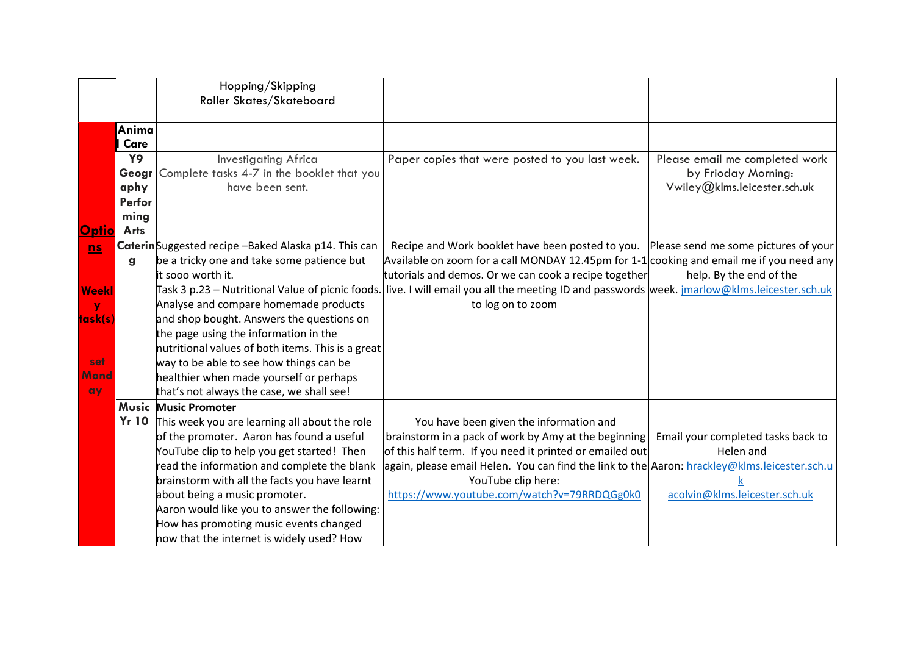| | | | | |
|---|---|---|---|---|
| | | Hopping/Skipping<br>Roller Skates/Skateboard | | |
| **Options**<br><br>**Weekly task(s)**<br><br>**set Monday** | **Animal Care** | | | |
| | **Y9 Geography** | Investigating Africa<br>Complete tasks 4-7 in the booklet that you have been sent. | Paper copies that were posted to you last week. | Please email me completed work by Frioday Morning: Vwiley@klms.leicester.sch.uk |
| | **Performing Arts** | | | |
| | **Catering** | Suggested recipe –Baked Alaska p14. This can be a tricky one and take some patience but it sooo worth it.<br>Task 3 p.23 – Nutritional Value of picnic foods. Analyse and compare homemade products and shop bought. Answers the questions on the page using the information in the nutritional values of both items. This is a great way to be able to see how things can be healthier when made yourself or perhaps that's not always the case, we shall see! | Recipe and Work booklet have been posted to you. Available on zoom for a call MONDAY 12.45pm for 1-1 tutorials and demos. Or we can cook a recipe together live. I will email you all the meeting ID and passwords to log on to zoom | Please send me some pictures of your cooking and email me if you need any help. By the end of the week. jmarlow@klms.leicester.sch.uk |
| | **Music Yr 10** | **Music Promoter**<br>This week you are learning all about the role of the promoter. Aaron has found a useful YouTube clip to help you get started! Then read the information and complete the blank brainstorm with all the facts you have learnt about being a music promoter.<br>Aaron would like you to answer the following: How has promoting music events changed now that the internet is widely used? How | You have been given the information and brainstorm in a pack of work by Amy at the beginning of this half term. If you need it printed or emailed out again, please email Helen. You can find the link to the YouTube clip here:<br>https://www.youtube.com/watch?v=79RRDQGg0k0 | Email your completed tasks back to Helen and Aaron: hrackley@klms.leicester.sch.uk<br>acolvin@klms.leicester.sch.uk |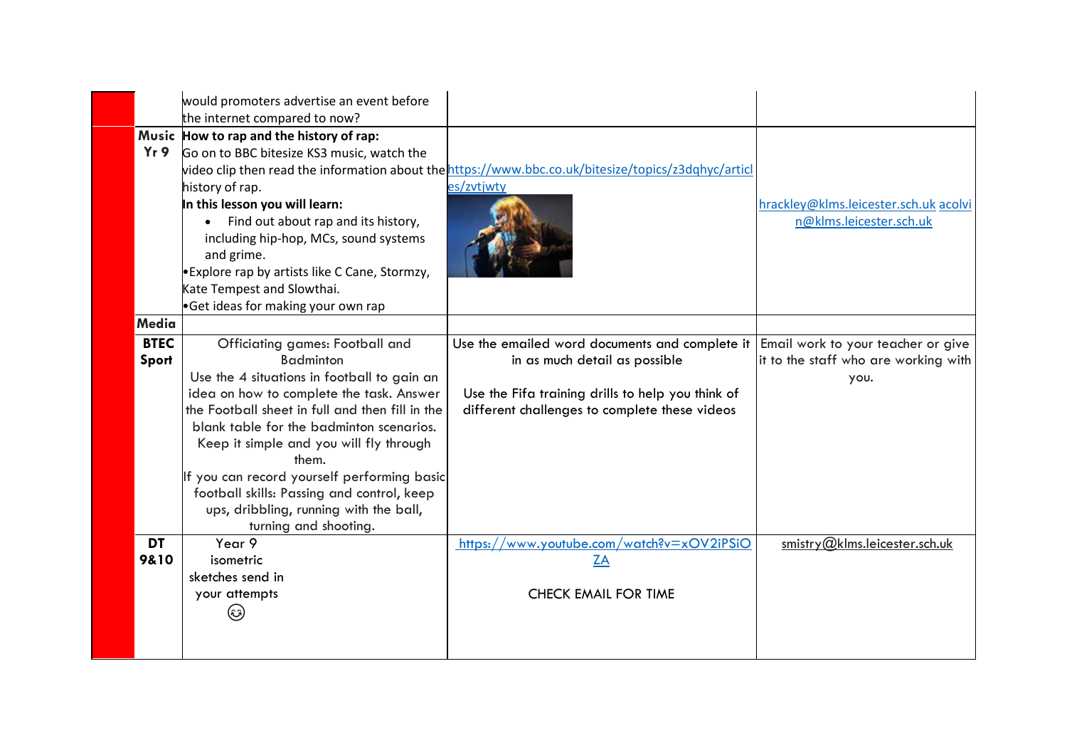| | | | | |
|---|---|---|---|---|
| | | would promoters advertise an event before the internet compared to now? | | |
| | Music Yr 9 | **How to rap and the history of rap:** Go on to BBC bitesize KS3 music, watch the video clip then read the information about the history of rap. **In this lesson you will learn:** • Find out about rap and its history, including hip-hop, MCs, sound systems and grime. • Explore rap by artists like C Cane, Stormzy, Kate Tempest and Slowthai. • Get ideas for making your own rap | https://www.bbc.co.uk/bitesize/topics/z3dqhyc/articles/zvtjwty | hrackley@klms.leicester.sch.uk acolvin@klms.leicester.sch.uk |
| | Media | | | |
| | BTEC Sport | Officiating games: Football and Badminton Use the 4 situations in football to gain an idea on how to complete the task. Answer the Football sheet in full and then fill in the blank table for the badminton scenarios. Keep it simple and you will fly through them. If you can record yourself performing basic football skills: Passing and control, keep ups, dribbling, running with the ball, turning and shooting. | Use the emailed word documents and complete it in as much detail as possible<br><br>Use the Fifa training drills to help you think of different challenges to complete these videos | Email work to your teacher or give it to the staff who are working with you. |
| | DT 9&10 | Year 9 isometric sketches send in your attempts 😊 | https://www.youtube.com/watch?v=xOV2iPSiOZA<br><br>CHECK EMAIL FOR TIME | smistry@klms.leicester.sch.uk |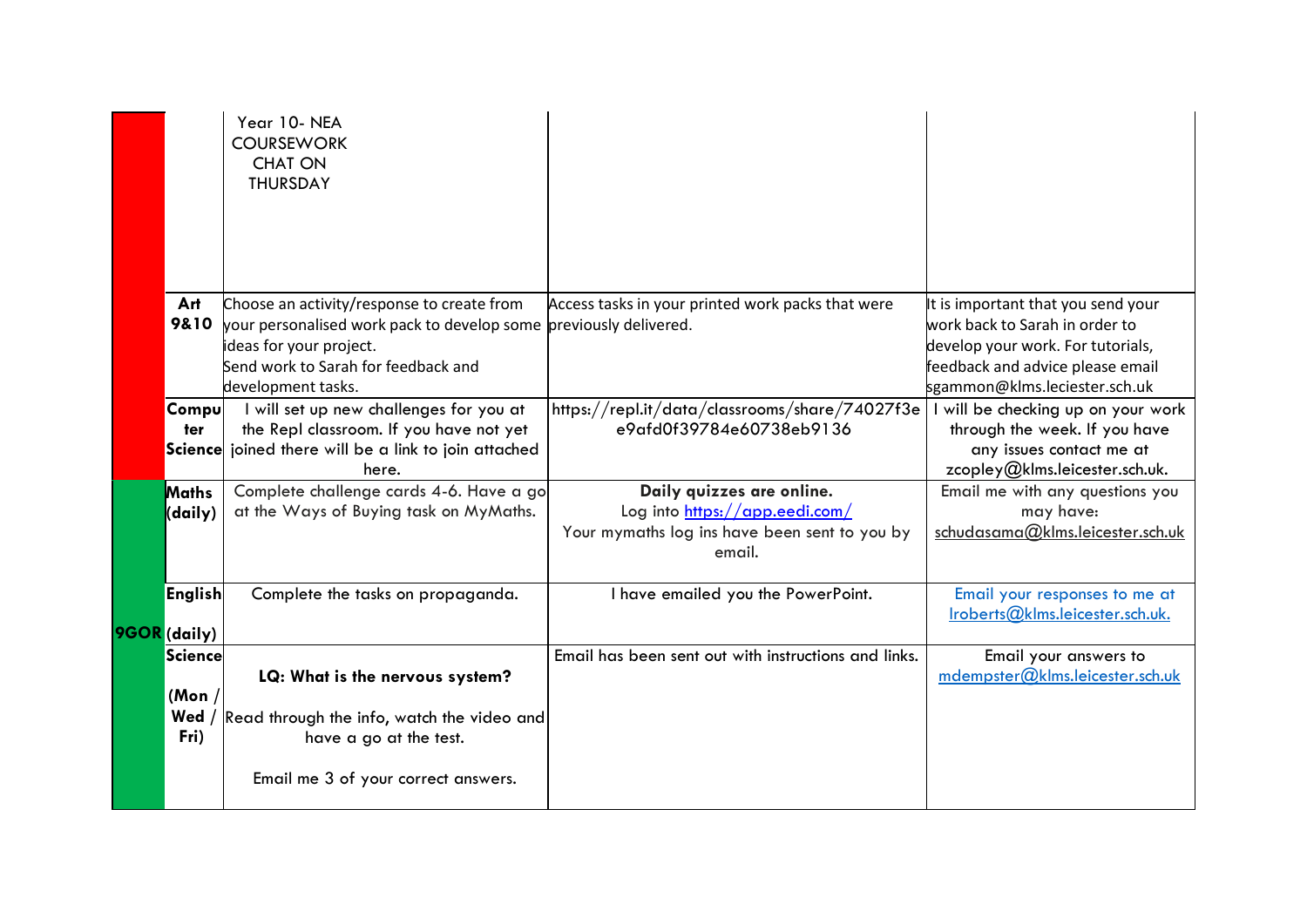| | | | | |
|---|---|---|---|---|
| | | Year 10- NEA COURSEWORK CHAT ON THURSDAY | | |
| | Art 9&10 | Choose an activity/response to create from your personalised work pack to develop some ideas for your project.<br>Send work to Sarah for feedback and development tasks. | Access tasks in your printed work packs that were previously delivered. | It is important that you send your work back to Sarah in order to develop your work. For tutorials, feedback and advice please email sgammon@klms.leciester.sch.uk |
| | Computer Science | I will set up new challenges for you at the Repl classroom. If you have not yet joined there will be a link to join attached here. | https://repl.it/data/classrooms/share/74027f3ee9afd0f39784e60738eb9136 | I will be checking up on your work through the week. If you have any issues contact me at zcopley@klms.leicester.sch.uk. |
| 9GOR | Maths (daily) | Complete challenge cards 4-6. Have a go at the Ways of Buying task on MyMaths. | **Daily quizzes are online.**<br>Log into https://app.eedi.com/<br>Your mymaths log ins have been sent to you by email. | Email me with any questions you may have: schudasama@klms.leicester.sch.uk |
| | English (daily) | Complete the tasks on propaganda. | I have emailed you the PowerPoint. | Email your responses to me at lroberts@klms.leicester.sch.uk. |
| | Science (Mon / Wed / Fri) | **LQ: What is the nervous system?**<br>Read through the info, watch the video and have a go at the test.<br>Email me 3 of your correct answers. | Email has been sent out with instructions and links. | Email your answers to mdempster@klms.leicester.sch.uk |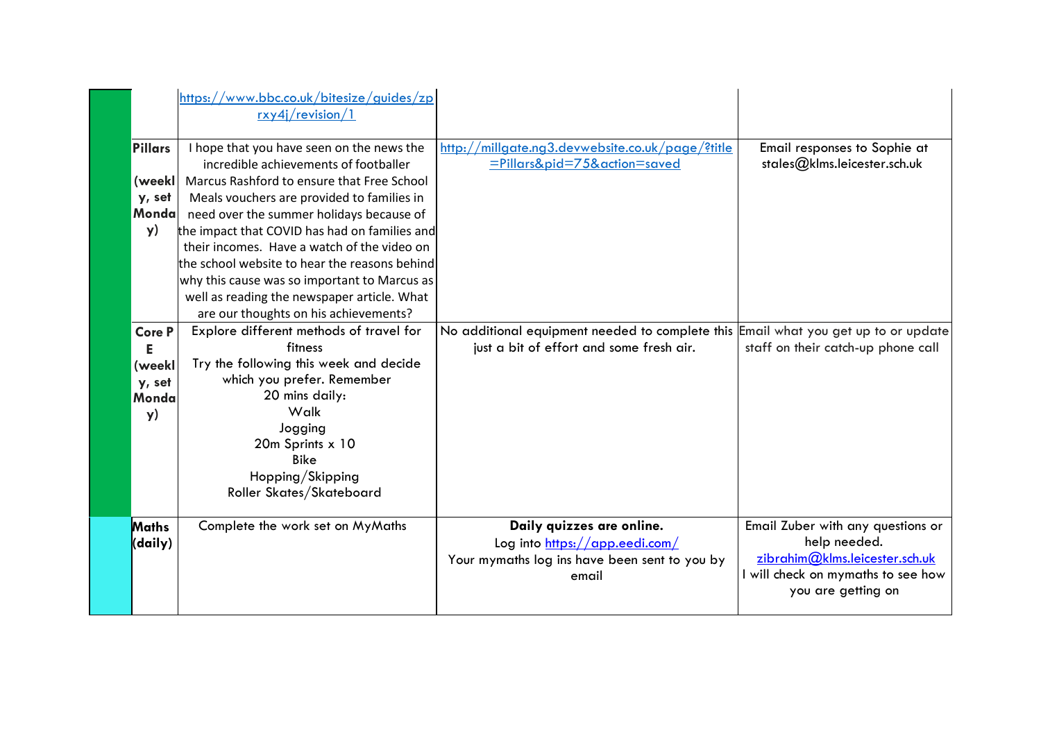| | | | | |
|---|---|---|---|---|
| | | https://www.bbc.co.uk/bitesize/guides/zprxy4j/revision/1 | | |
| | **Pillars (weekly, set Monday)** | I hope that you have seen on the news the incredible achievements of footballer Marcus Rashford to ensure that Free School Meals vouchers are provided to families in need over the summer holidays because of the impact that COVID has had on families and their incomes. Have a watch of the video on the school website to hear the reasons behind why this cause was so important to Marcus as well as reading the newspaper article. What are our thoughts on his achievements? | http://millgate.ng3.devwebsite.co.uk/page/?title=Pillars&pid=75&action=saved | Email responses to Sophie at stales@klms.leicester.sch.uk |
| | **Core PE (weekly, set Monday)** | Explore different methods of travel for fitness<br>Try the following this week and decide which you prefer. Remember<br>20 mins daily:<br>Walk<br>Jogging<br>20m Sprints x 10<br>Bike<br>Hopping/Skipping<br>Roller Skates/Skateboard | No additional equipment needed to complete this just a bit of effort and some fresh air. | Email what you get up to or update staff on their catch-up phone call |
| | **Maths (daily)** | Complete the work set on MyMaths | **Daily quizzes are online.**<br>Log into https://app.eedi.com/<br>Your mymaths log ins have been sent to you by email | Email Zuber with any questions or help needed.<br>zibrahim@klms.leicester.sch.uk<br>I will check on mymaths to see how you are getting on |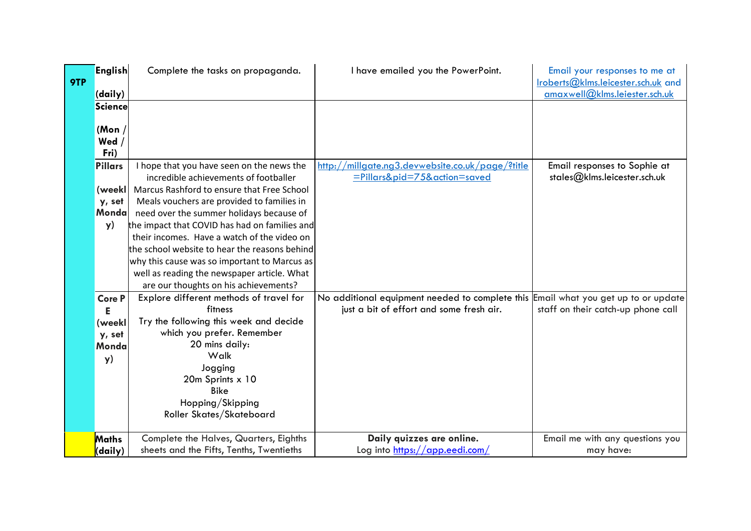| | | | | |
|---|---|---|---|---|
| 9TP | English (daily) | Complete the tasks on propaganda. | I have emailed you the PowerPoint. | Email your responses to me at lroberts@klms.leicester.sch.uk and amaxwell@klms.leiester.sch.uk |
| | Science (Mon / Wed / Fri) | | | |
| | Pillars (weekly, set Monday) | I hope that you have seen on the news the incredible achievements of footballer Marcus Rashford to ensure that Free School Meals vouchers are provided to families in need over the summer holidays because of the impact that COVID has had on families and their incomes. Have a watch of the video on the school website to hear the reasons behind why this cause was so important to Marcus as well as reading the newspaper article. What are our thoughts on his achievements? | http://millgate.ng3.devwebsite.co.uk/page/?title=Pillars&pid=75&action=saved | Email responses to Sophie at stales@klms.leicester.sch.uk |
| | Core P E (weekly, set Monday) | Explore different methods of travel for fitness<br>Try the following this week and decide which you prefer. Remember 20 mins daily:<br>Walk<br>Jogging<br>20m Sprints x 10<br>Bike<br>Hopping/Skipping<br>Roller Skates/Skateboard | No additional equipment needed to complete this just a bit of effort and some fresh air. | Email what you get up to or update staff on their catch-up phone call |
| | Maths (daily) | Complete the Halves, Quarters, Eighths sheets and the Fifts, Tenths, Twentieths | **Daily quizzes are online.**<br>Log into https://app.eedi.com/ | Email me with any questions you may have: |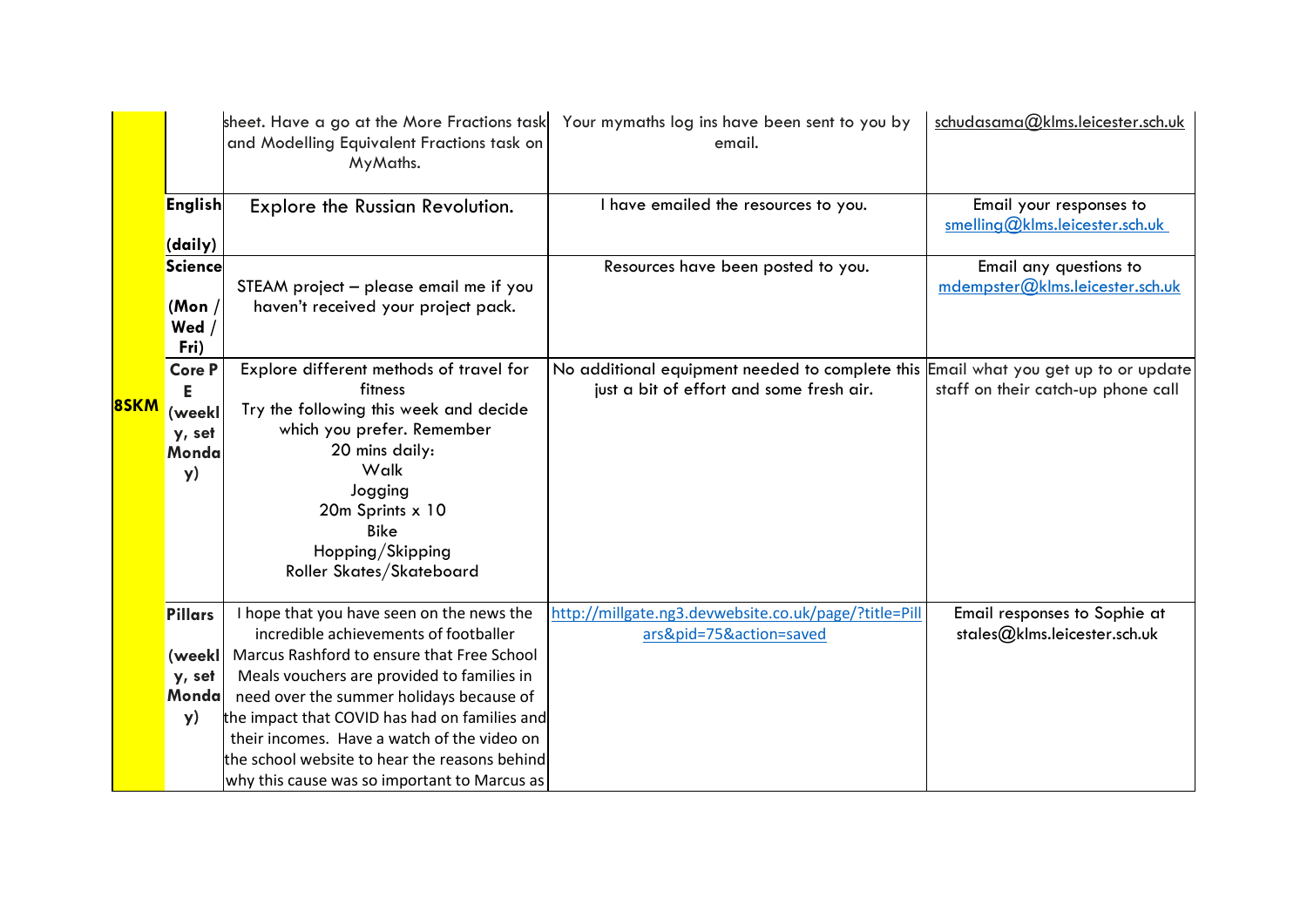| | | | | |
|---|---|---|---|---|
| 8SKM | | sheet. Have a go at the More Fractions task and Modelling Equivalent Fractions task on MyMaths. | Your mymaths log ins have been sent to you by email. | schudasama@klms.leicester.sch.uk |
| | **English (daily)** | Explore the Russian Revolution. | I have emailed the resources to you. | Email your responses to smelling@klms.leicester.sch.uk |
| | **Science (Mon / Wed / Fri)** | STEAM project – please email me if you haven't received your project pack. | Resources have been posted to you. | Email any questions to mdempster@klms.leicester.sch.uk |
| | **Core PE (weekly, set Monday)** | Explore different methods of travel for fitness<br>Try the following this week and decide which you prefer. Remember 20 mins daily:<br>Walk<br>Jogging<br>20m Sprints x 10<br>Bike<br>Hopping/Skipping<br>Roller Skates/Skateboard | No additional equipment needed to complete this just a bit of effort and some fresh air. | Email what you get up to or update staff on their catch-up phone call |
| | **Pillars (weekly, set Monday)** | I hope that you have seen on the news the incredible achievements of footballer Marcus Rashford to ensure that Free School Meals vouchers are provided to families in need over the summer holidays because of the impact that COVID has had on families and their incomes. Have a watch of the video on the school website to hear the reasons behind why this cause was so important to Marcus as | http://millgate.ng3.devwebsite.co.uk/page/?title=Pillars&pid=75&action=saved | Email responses to Sophie at stales@klms.leicester.sch.uk |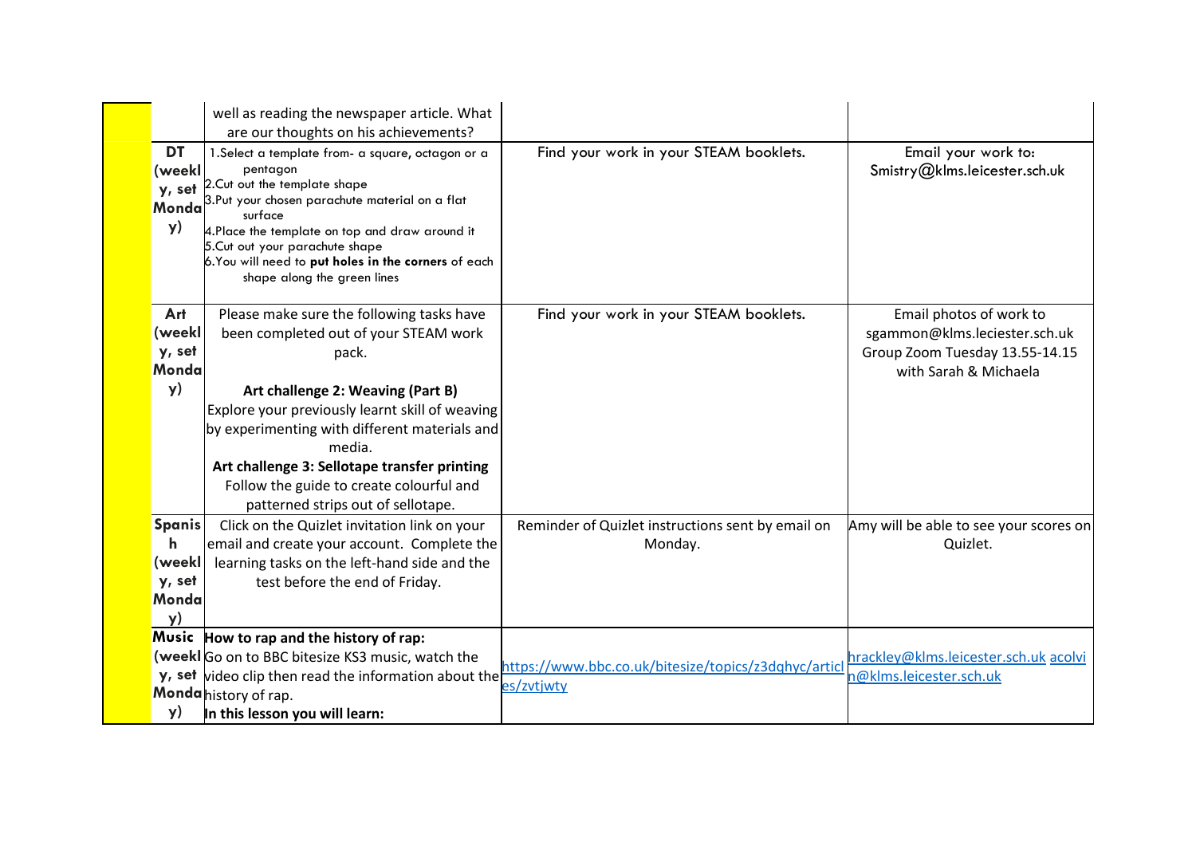| | | | |
|---|---|---|---|
| | well as reading the newspaper article. What are our thoughts on his achievements? | | |
| **DT (weekly, set Monday)** | 1.Select a template from- a square, octagon or a pentagon<br>2.Cut out the template shape<br>3.Put your chosen parachute material on a flat surface<br>4.Place the template on top and draw around it<br>5.Cut out your parachute shape<br>6.You will need to **put holes in the corners** of each shape along the green lines | Find your work in your STEAM booklets. | Email your work to: Smistry@klms.leicester.sch.uk |
| **Art (weekly, set Monday)** | Please make sure the following tasks have been completed out of your STEAM work pack.<br><br>**Art challenge 2: Weaving (Part B)**<br>Explore your previously learnt skill of weaving by experimenting with different materials and media.<br>**Art challenge 3: Sellotape transfer printing**<br>Follow the guide to create colourful and patterned strips out of sellotape. | Find your work in your STEAM booklets. | Email photos of work to sgammon@klms.leciester.sch.uk<br>Group Zoom Tuesday 13.55-14.15 with Sarah & Michaela |
| **Spanish (weekly, set Monday)** | Click on the Quizlet invitation link on your email and create your account. Complete the learning tasks on the left-hand side and the test before the end of Friday. | Reminder of Quizlet instructions sent by email on Monday. | Amy will be able to see your scores on Quizlet. |
| **Music (weekly, set Monday)** | **How to rap and the history of rap:**<br>Go on to BBC bitesize KS3 music, watch the video clip then read the information about the history of rap.<br>**In this lesson you will learn:** | https://www.bbc.co.uk/bitesize/topics/z3dqhyc/articles/zvtjwty | hrackley@klms.leicester.sch.uk acolvin@klms.leicester.sch.uk |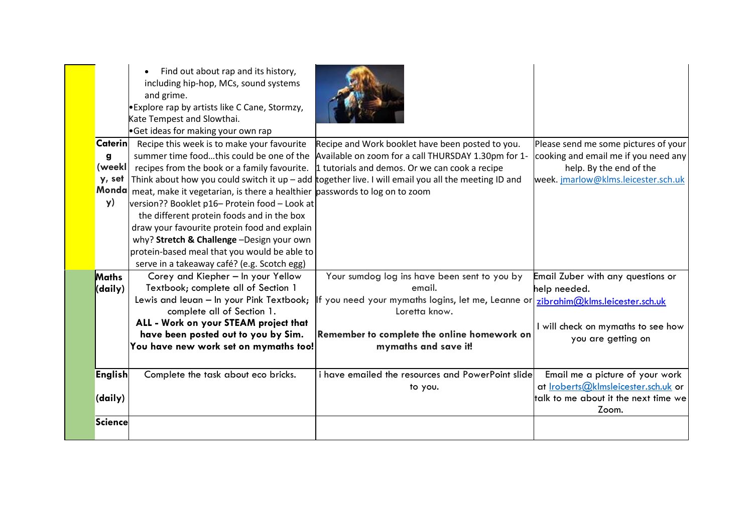| | | | |
|---|---|---|---|
| | • Find out about rap and its history, including hip-hop, MCs, sound systems and grime.<br>• Explore rap by artists like C Cane, Stormzy, Kate Tempest and Slowthai.<br>• Get ideas for making your own rap | | |
| **Catering (weekly, set Monday)** | Recipe this week is to make your favourite summer time food…this could be one of the recipes from the book or a family favourite. Think about how you could switch it up – add meat, make it vegetarian, is there a healthier version?? Booklet p16– Protein food – Look at the different protein foods and in the box draw your favourite protein food and explain why? **Stretch & Challenge** –Design your own protein-based meal that you would be able to serve in a takeaway café? (e.g. Scotch egg) | Recipe and Work booklet have been posted to you. Available on zoom for a call THURSDAY 1.30pm for 1-1 tutorials and demos. Or we can cook a recipe together live. I will email you all the meeting ID and passwords to log on to zoom | Please send me some pictures of your cooking and email me if you need any help. By the end of the week. jmarlow@klms.leicester.sch.uk |
| **Maths (daily)** | Corey and Kiepher – In your Yellow Textbook; complete all of Section 1<br>Lewis and Ieuan – In your Pink Textbook; complete all of Section 1.<br>**ALL - Work on your STEAM project that have been posted out to you by Sim.**<br>**You have new work set on mymaths too!** | Your sumdog log ins have been sent to you by email.<br>If you need your mymaths logins, let me, Leanne or Loretta know.<br>**Remember to complete the online homework on mymaths and save it!** | Email Zuber with any questions or help needed.<br>zibrahim@klms.leicester.sch.uk<br>I will check on mymaths to see how you are getting on |
| **English (daily)** | Complete the task about eco bricks. | i have emailed the resources and PowerPoint slide to you. | Email me a picture of your work at lroberts@klmsleicester.sch.uk or talk to me about it the next time we Zoom. |
| **Science** | | | |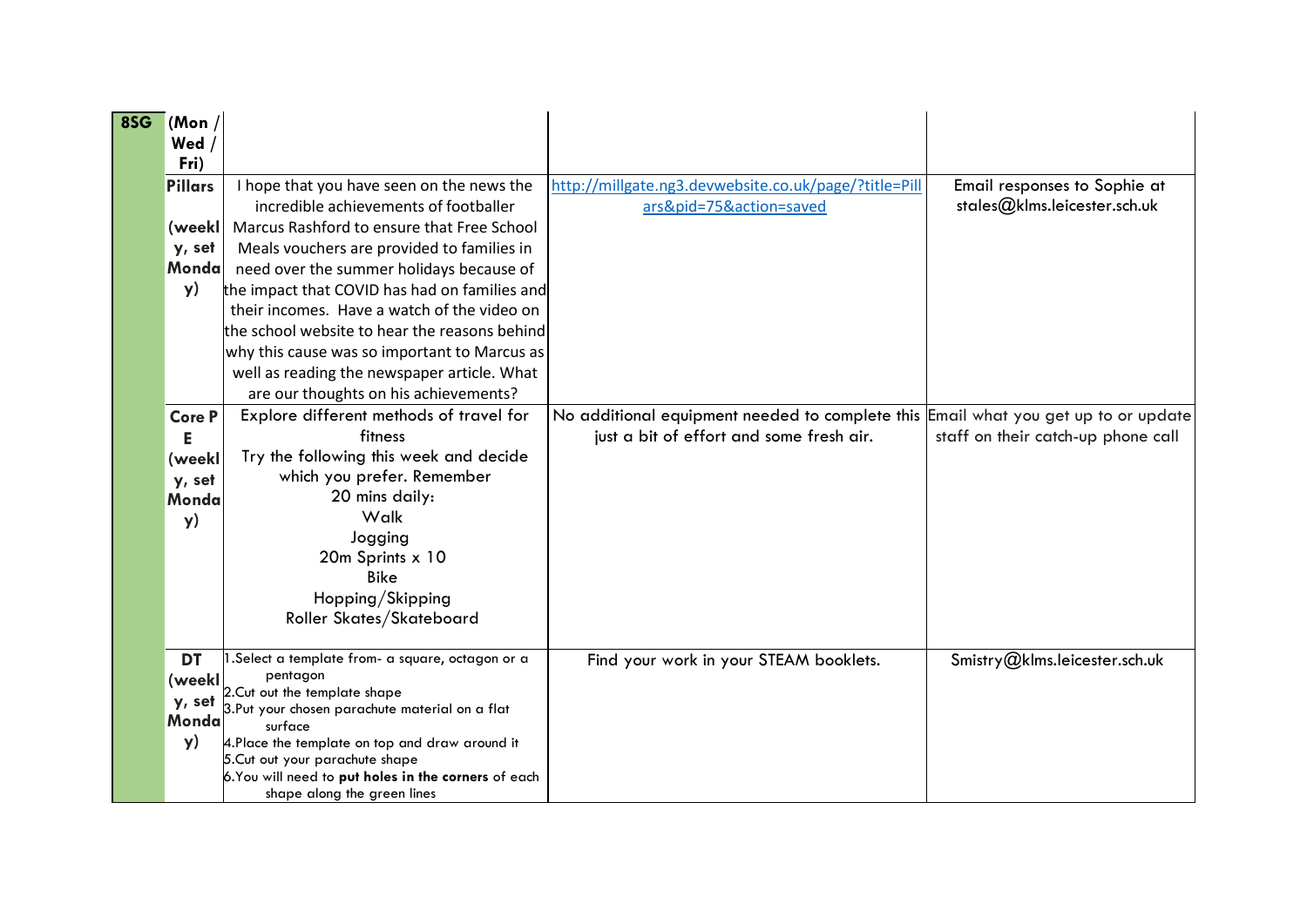| 8SG | (Mon / Wed / Fri) | | | |
|---|---|---|---|---|
| | **Pillars (weekly, set Monday)** | I hope that you have seen on the news the incredible achievements of footballer Marcus Rashford to ensure that Free School Meals vouchers are provided to families in need over the summer holidays because of the impact that COVID has had on families and their incomes. Have a watch of the video on the school website to hear the reasons behind why this cause was so important to Marcus as well as reading the newspaper article. What are our thoughts on his achievements? | http://millgate.ng3.devwebsite.co.uk/page/?title=Pillars&pid=75&action=saved | Email responses to Sophie at stales@klms.leicester.sch.uk |
| | **Core PE (weekly, set Monday)** | Explore different methods of travel for fitness<br>Try the following this week and decide which you prefer. Remember 20 mins daily:<br>Walk<br>Jogging<br>20m Sprints x 10<br>Bike<br>Hopping/Skipping<br>Roller Skates/Skateboard | No additional equipment needed to complete this just a bit of effort and some fresh air. | Email what you get up to or update staff on their catch-up phone call |
| | **DT (weekly, set Monday)** | 1.Select a template from- a square, octagon or a pentagon<br>2.Cut out the template shape<br>3.Put your chosen parachute material on a flat surface<br>4.Place the template on top and draw around it<br>5.Cut out your parachute shape<br>6.You will need to **put holes in the corners** of each shape along the green lines | Find your work in your STEAM booklets. | Smistry@klms.leicester.sch.uk |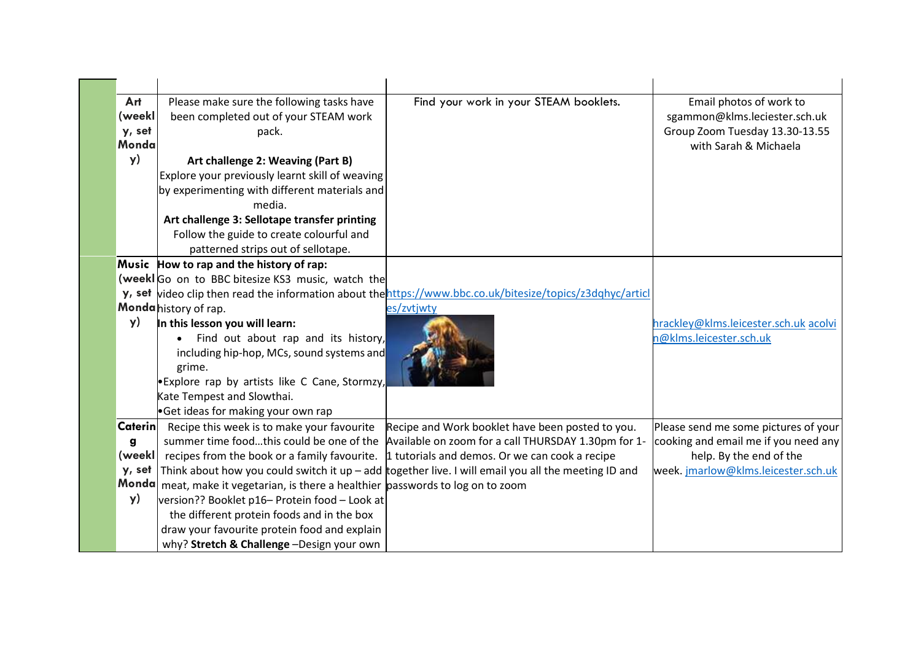| | | | | |
|---|---|---|---|---|
| | **Art (weekly, set Monday)** | Please make sure the following tasks have been completed out of your STEAM work pack.<br><br>**Art challenge 2: Weaving (Part B)**<br>Explore your previously learnt skill of weaving by experimenting with different materials and media.<br>**Art challenge 3: Sellotape transfer printing**<br>Follow the guide to create colourful and patterned strips out of sellotape. | Find your work in your STEAM booklets. | Email photos of work to sgammon@klms.leciester.sch.uk<br>Group Zoom Tuesday 13.30-13.55 with Sarah & Michaela |
| | **Music (weekly, set Monday)** | **How to rap and the history of rap:**<br>Go on to BBC bitesize KS3 music, watch the video clip then read the information about the history of rap.<br>**In this lesson you will learn:**<br>• Find out about rap and its history, including hip-hop, MCs, sound systems and grime.<br>• Explore rap by artists like C Cane, Stormzy, Kate Tempest and Slowthai.<br>• Get ideas for making your own rap | https://www.bbc.co.uk/bitesize/topics/z3dqhyc/articles/zvtjwty | hrackley@klms.leicester.sch.uk acolvin@klms.leicester.sch.uk |
| | **Catering (weekly, set Monday)** | Recipe this week is to make your favourite summer time food…this could be one of the recipes from the book or a family favourite. Think about how you could switch it up – add meat, make it vegetarian, is there a healthier version?? Booklet p16– Protein food – Look at the different protein foods and in the box draw your favourite protein food and explain why? **Stretch & Challenge** –Design your own | Recipe and Work booklet have been posted to you. Available on zoom for a call THURSDAY 1.30pm for 1-1 tutorials and demos. Or we can cook a recipe together live. I will email you all the meeting ID and passwords to log on to zoom | Please send me some pictures of your cooking and email me if you need any help. By the end of the week. jmarlow@klms.leicester.sch.uk |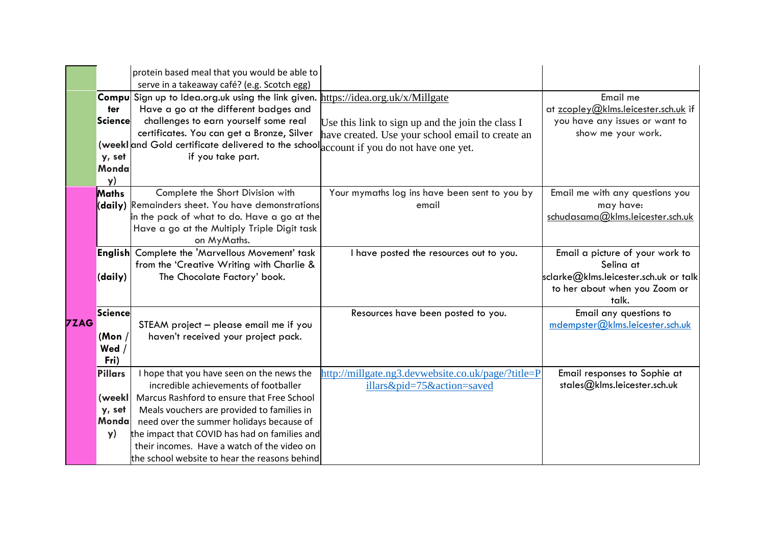| | | | | |
|---|---|---|---|---|
| | | protein based meal that you would be able to serve in a takeaway café? (e.g. Scotch egg) | | |
| | **Computer Science** (weekly, set Monday) | Sign up to Idea.org.uk using the link given. Have a go at the different badges and challenges to earn yourself some real certificates. You can get a Bronze, Silver and Gold certificate delivered to the school if you take part. | https://idea.org.uk/x/Millgate<br><br>Use this link to sign up and the join the class I have created. Use your school email to create an account if you do not have one yet. | Email me at zcopley@klms.leicester.sch.uk if you have any issues or want to show me your work. |
| **7ZAG** | **Maths** (daily) | Complete the Short Division with Remainders sheet. You have demonstrations in the pack of what to do. Have a go at the Have a go at the Multiply Triple Digit task on MyMaths. | Your mymaths log ins have been sent to you by email | Email me with any questions you may have: schudasama@klms.leicester.sch.uk |
| | **English** (daily) | Complete the 'Marvellous Movement' task from the 'Creative Writing with Charlie & The Chocolate Factory' book. | I have posted the resources out to you. | Email a picture of your work to Selina at sclarke@klms.leicester.sch.uk or talk to her about when you Zoom or talk. |
| | **Science** (Mon / Wed / Fri) | STEAM project – please email me if you haven't received your project pack. | Resources have been posted to you. | Email any questions to mdempster@klms.leicester.sch.uk |
| | **Pillars** (weekly, set Monday) | I hope that you have seen on the news the incredible achievements of footballer Marcus Rashford to ensure that Free School Meals vouchers are provided to families in need over the summer holidays because of the impact that COVID has had on families and their incomes. Have a watch of the video on the school website to hear the reasons behind | http://millgate.ng3.devwebsite.co.uk/page/?title=Pillars&pid=75&action=saved | Email responses to Sophie at stales@klms.leicester.sch.uk |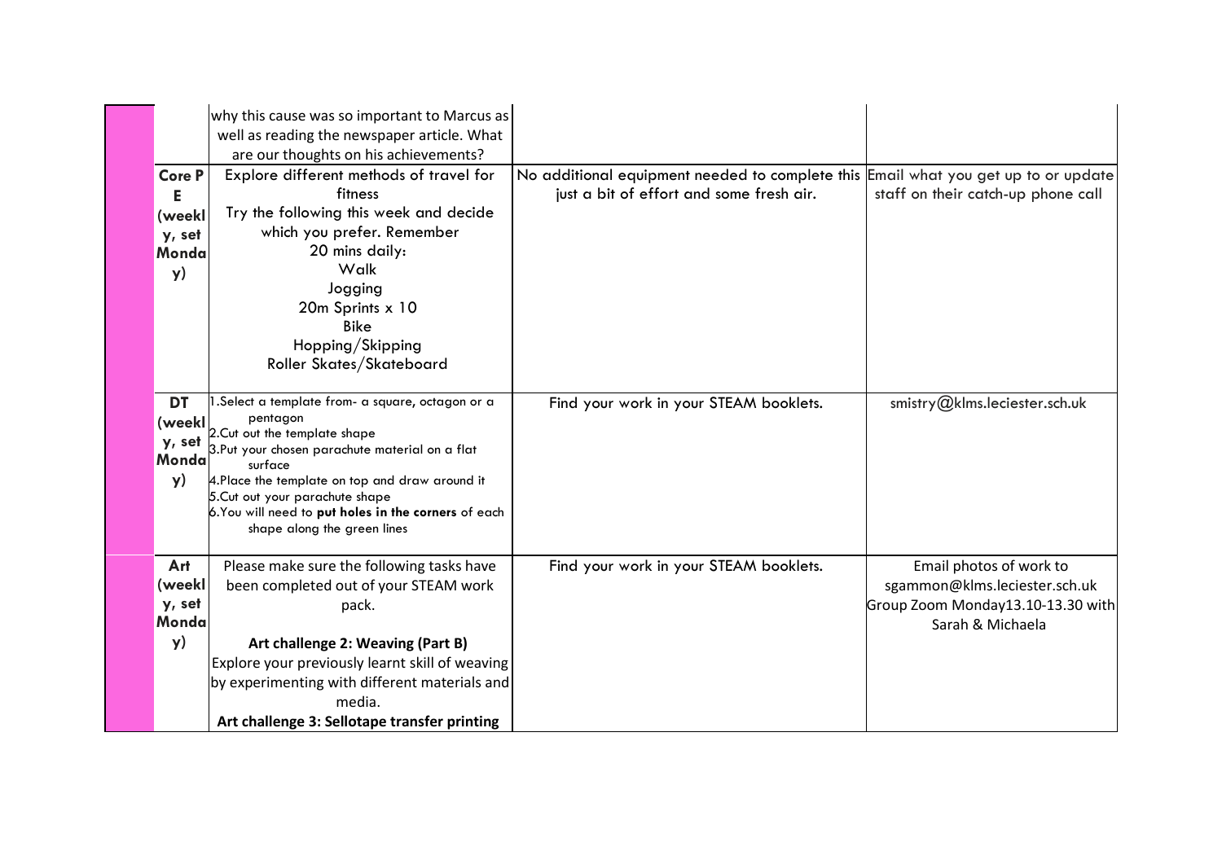| | | | | |
|---|---|---|---|---|
| | | why this cause was so important to Marcus as well as reading the newspaper article. What are our thoughts on his achievements? | | |
| | Core PE (weekly, set Monday) | Explore different methods of travel for fitness<br>Try the following this week and decide which you prefer. Remember<br>20 mins daily:<br>Walk<br>Jogging<br>20m Sprints x 10<br>Bike<br>Hopping/Skipping<br>Roller Skates/Skateboard | No additional equipment needed to complete this just a bit of effort and some fresh air. | Email what you get up to or update staff on their catch-up phone call |
| | DT (weekly, set Monday) | 1.Select a template from- a square, octagon or a pentagon<br>2.Cut out the template shape<br>3.Put your chosen parachute material on a flat surface<br>4.Place the template on top and draw around it<br>5.Cut out your parachute shape<br>6.You will need to **put holes in the corners** of each shape along the green lines | Find your work in your STEAM booklets. | smistry@klms.leciester.sch.uk |
| | Art (weekly, set Monday) | Please make sure the following tasks have been completed out of your STEAM work pack.<br><br>**Art challenge 2: Weaving (Part B)**<br>Explore your previously learnt skill of weaving by experimenting with different materials and media.<br>**Art challenge 3: Sellotape transfer printing** | Find your work in your STEAM booklets. | Email photos of work to sgammon@klms.leciester.sch.uk<br>Group Zoom Monday13.10-13.30 with Sarah & Michaela |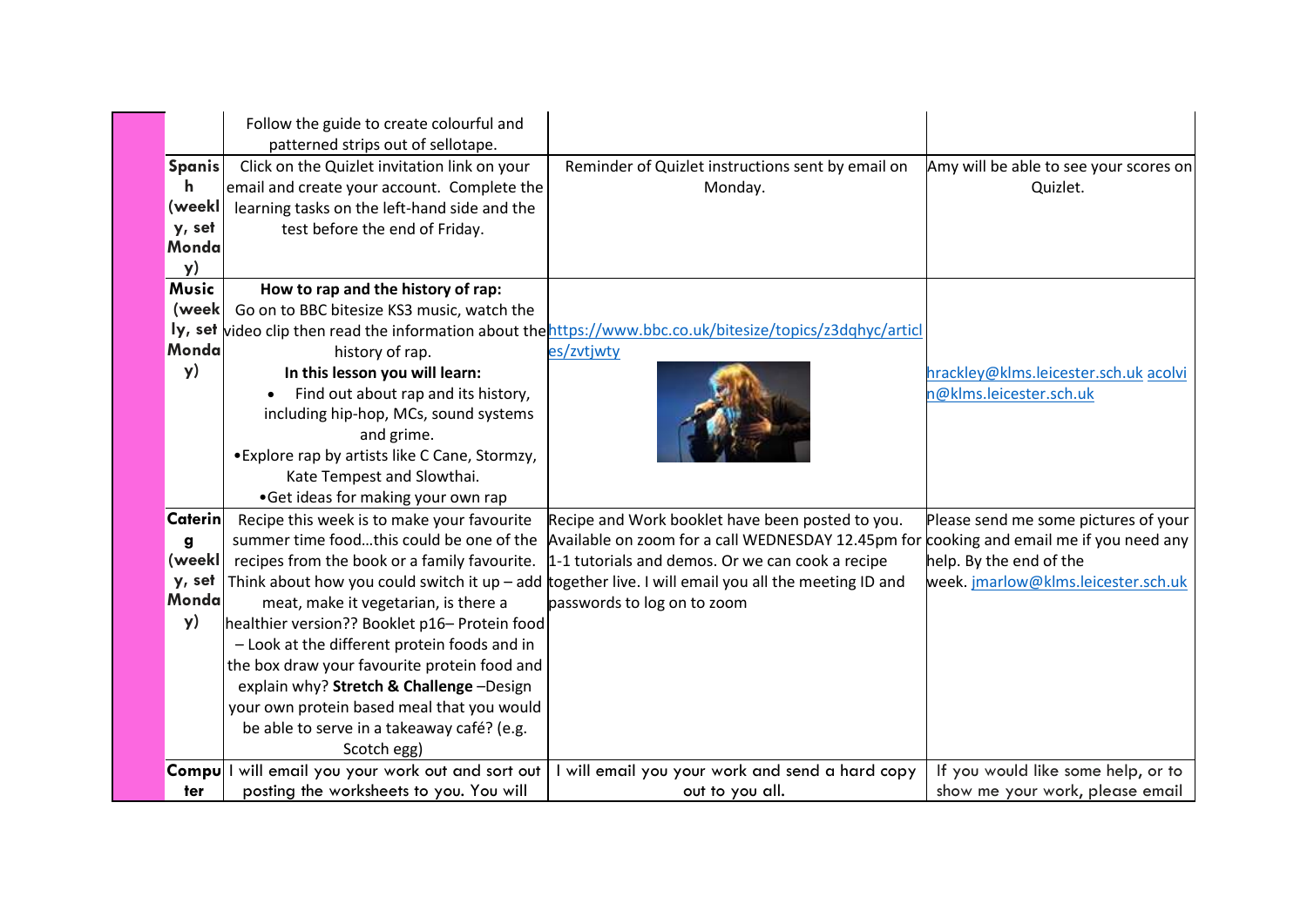| | | | | |
|---|---|---|---|---|
| | | Follow the guide to create colourful and patterned strips out of sellotape. | | |
| | **Spanish (weekly, set Monday)** | Click on the Quizlet invitation link on your email and create your account. Complete the learning tasks on the left-hand side and the test before the end of Friday. | Reminder of Quizlet instructions sent by email on Monday. | Amy will be able to see your scores on Quizlet. |
| | **Music (weekly, set Monday)** | **How to rap and the history of rap:** Go on to BBC bitesize KS3 music, watch the video clip then read the information about the history of rap. **In this lesson you will learn:** • Find out about rap and its history, including hip-hop, MCs, sound systems and grime. •Explore rap by artists like C Cane, Stormzy, Kate Tempest and Slowthai. •Get ideas for making your own rap | https://www.bbc.co.uk/bitesize/topics/z3dqhyc/articles/zvtjwty | hrackley@klms.leicester.sch.uk acolvin@klms.leicester.sch.uk |
| | **Catering (weekly, set Monday)** | Recipe this week is to make your favourite summer time food…this could be one of the recipes from the book or a family favourite. Think about how you could switch it up – add meat, make it vegetarian, is there a healthier version?? Booklet p16– Protein food – Look at the different protein foods and in the box draw your favourite protein food and explain why? **Stretch & Challenge** –Design your own protein based meal that you would be able to serve in a takeaway café? (e.g. Scotch egg) | Recipe and Work booklet have been posted to you. Available on zoom for a call WEDNESDAY 12.45pm for 1-1 tutorials and demos. Or we can cook a recipe together live. I will email you all the meeting ID and passwords to log on to zoom | Please send me some pictures of your cooking and email me if you need any help. By the end of the week. jmarlow@klms.leicester.sch.uk |
| | **Computer** | I will email you your work out and sort out posting the worksheets to you. You will | I will email you your work and send a hard copy out to you all. | If you would like some help, or to show me your work, please email |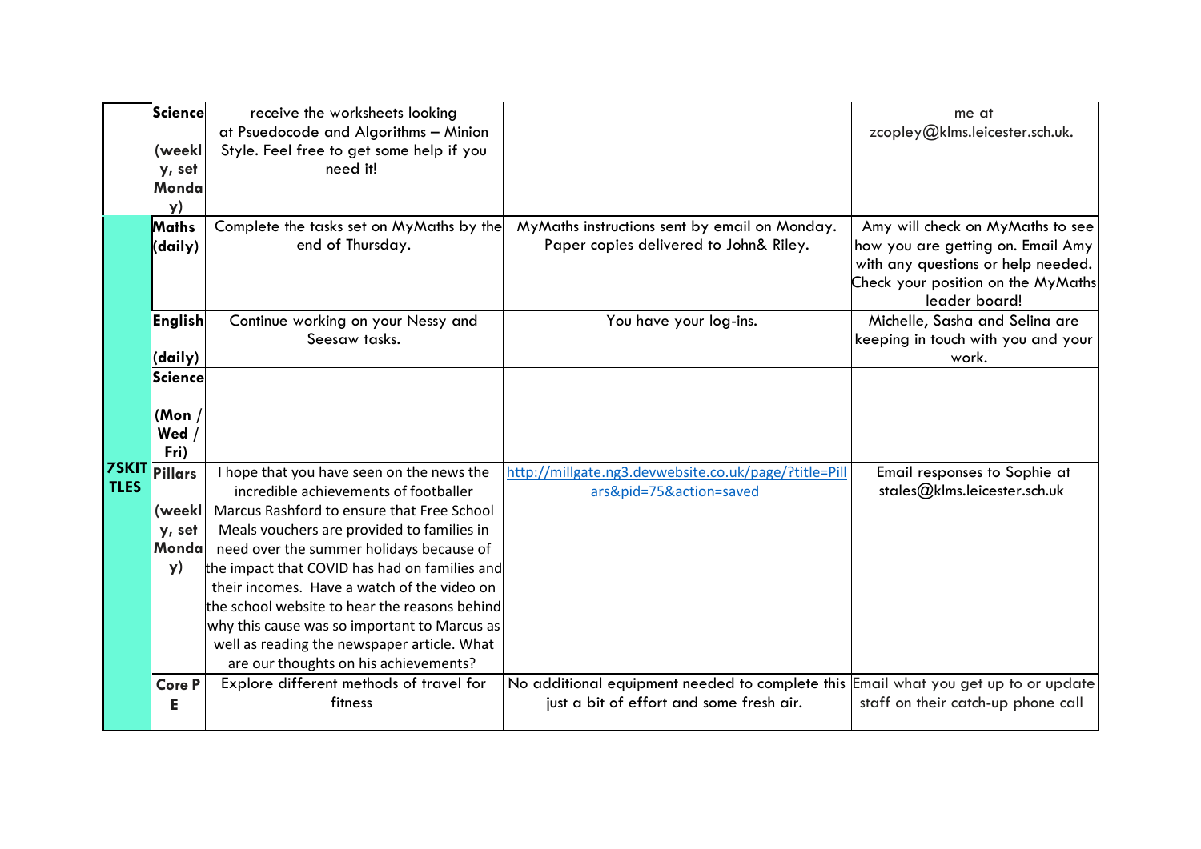| | | | | |
|---|---|---|---|---|
| | **Science (weekly, set Monday)** | receive the worksheets looking at Psuedocode and Algorithms – Minion Style. Feel free to get some help if you need it! | | me at zcopley@klms.leicester.sch.uk. |
| **7SKITTLES** | **Maths (daily)** | Complete the tasks set on MyMaths by the end of Thursday. | MyMaths instructions sent by email on Monday. Paper copies delivered to John& Riley. | Amy will check on MyMaths to see how you are getting on. Email Amy with any questions or help needed. Check your position on the MyMaths leader board! |
| | **English (daily)** | Continue working on your Nessy and Seesaw tasks. | You have your log-ins. | Michelle, Sasha and Selina are keeping in touch with you and your work. |
| | **Science (Mon / Wed / Fri)** | | | |
| | **Pillars (weekly, set Monday)** | I hope that you have seen on the news the incredible achievements of footballer Marcus Rashford to ensure that Free School Meals vouchers are provided to families in need over the summer holidays because of the impact that COVID has had on families and their incomes. Have a watch of the video on the school website to hear the reasons behind why this cause was so important to Marcus as well as reading the newspaper article. What are our thoughts on his achievements? | http://millgate.ng3.devwebsite.co.uk/page/?title=Pillars&pid=75&action=saved | Email responses to Sophie at stales@klms.leicester.sch.uk |
| | **Core PE** | Explore different methods of travel for fitness | No additional equipment needed to complete this just a bit of effort and some fresh air. | Email what you get up to or update staff on their catch-up phone call |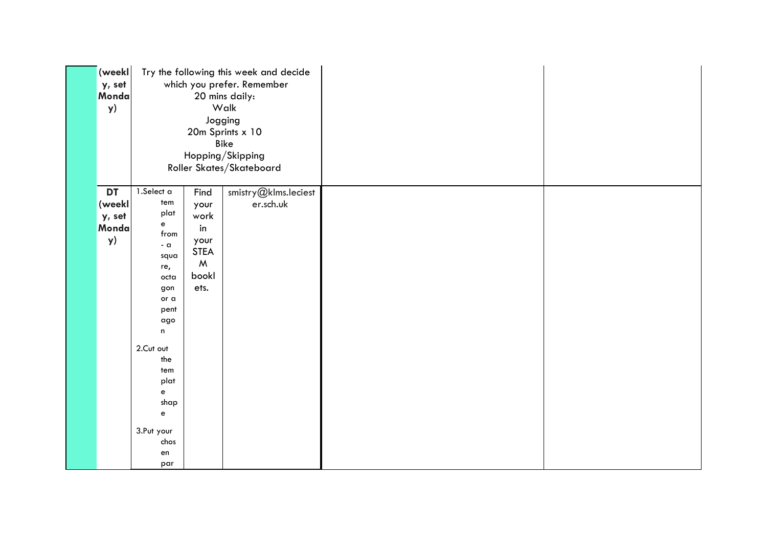| | | | | | | |
|---|---|---|---|---|---|---|
| | (weekly, set Monday) | Try the following this week and decide which you prefer. Remember 20 mins daily:<br>Walk<br>Jogging<br>20m Sprints x 10<br>Bike<br>Hopping/Skipping<br>Roller Skates/Skateboard | | | | |
| | **DT (weekly, set Monday)** | 1.Select a template from - a square, octagon or a pentagon<br><br>2.Cut out the template shape<br><br>3.Put your chosen par | Find your work in your STEAM booklets. | smistry@klms.leciester.sch.uk | | |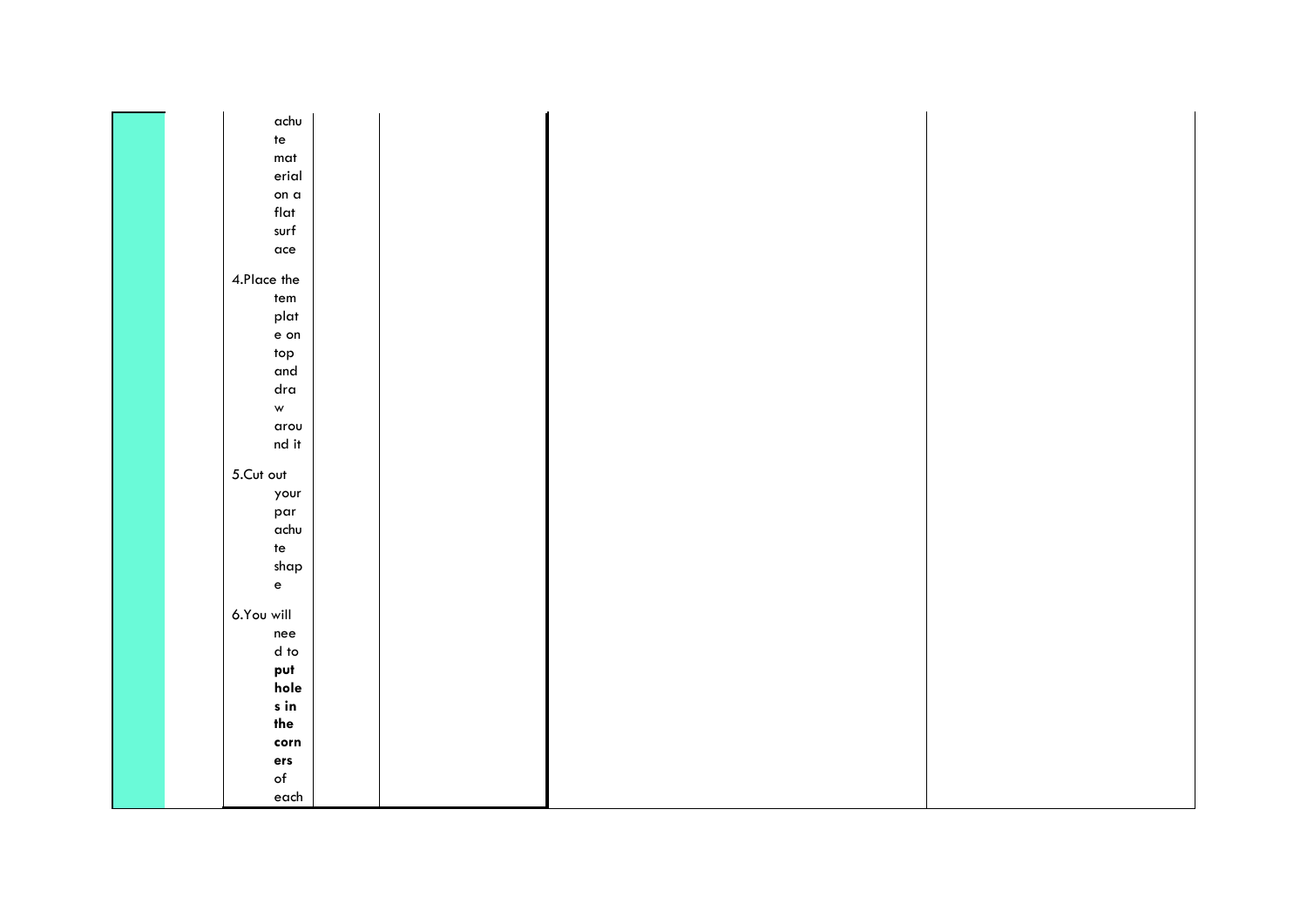|  |  |  |  |  |  |  |
|---|---|---|---|---|---|---|
|  |  | achute material on a flat surface<br><br>4.Place the template on top and draw around it<br><br>5.Cut out your parachute shape<br><br>6.You will need to **put holes in the corners** of each |  |  |  |  |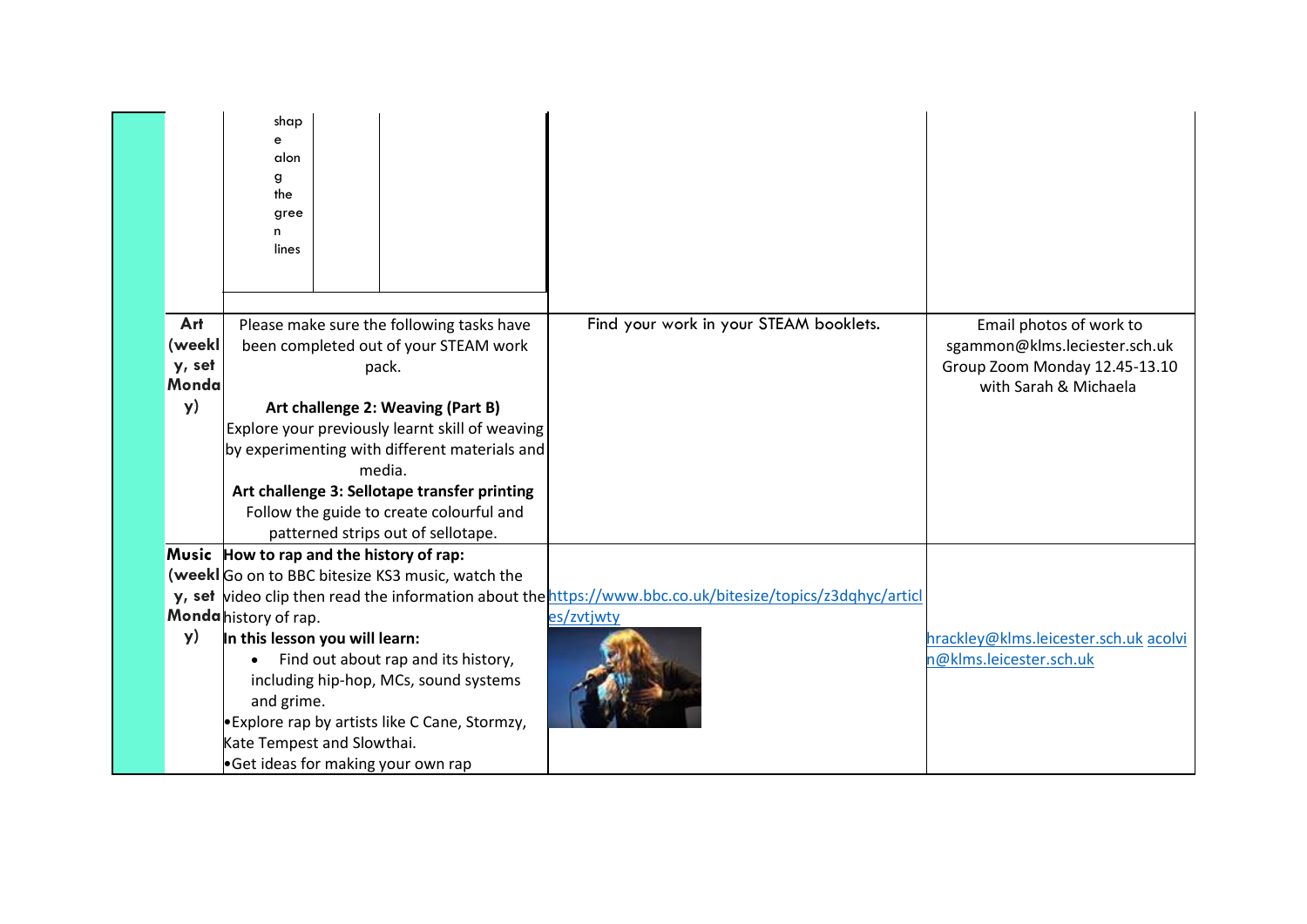| | | | |
|---|---|---|---|
| | shape along the green lines | | |
| **Art (weekly, set Monday)** | Please make sure the following tasks have been completed out of your STEAM work pack.<br><br>**Art challenge 2: Weaving (Part B)**<br>Explore your previously learnt skill of weaving by experimenting with different materials and media.<br>**Art challenge 3: Sellotape transfer printing**<br>Follow the guide to create colourful and patterned strips out of sellotape. | Find your work in your STEAM booklets. | Email photos of work to sgammon@klms.leciester.sch.uk<br>Group Zoom Monday 12.45-13.10 with Sarah & Michaela |
| **Music (weekly, set Monday)** | **How to rap and the history of rap:**<br>Go on to BBC bitesize KS3 music, watch the video clip then read the information about the history of rap.<br>**In this lesson you will learn:**<br>• Find out about rap and its history, including hip-hop, MCs, sound systems and grime.<br>• Explore rap by artists like C Cane, Stormzy, Kate Tempest and Slowthai.<br>• Get ideas for making your own rap | https://www.bbc.co.uk/bitesize/topics/z3dqhyc/articles/zvtjwty | hrackley@klms.leicester.sch.uk acolvin@klms.leicester.sch.uk |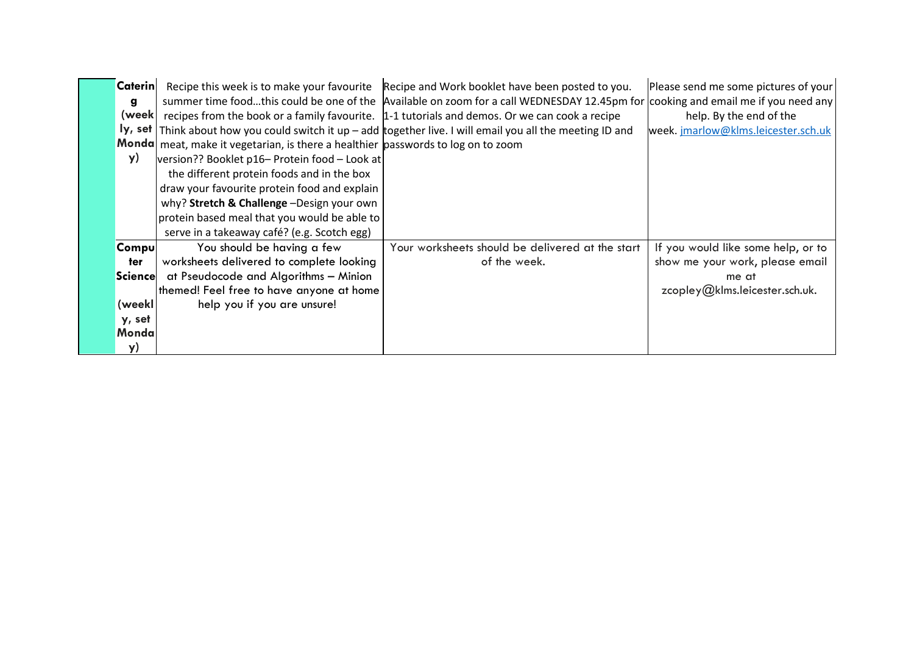| | | | | |
|---|---|---|---|---|
| | **Catering (weekly, set Monday)** | Recipe this week is to make your favourite summer time food…this could be one of the recipes from the book or a family favourite. Think about how you could switch it up – add meat, make it vegetarian, is there a healthier version?? Booklet p16– Protein food – Look at the different protein foods and in the box draw your favourite protein food and explain why? **Stretch & Challenge** –Design your own protein based meal that you would be able to serve in a takeaway café? (e.g. Scotch egg) | Recipe and Work booklet have been posted to you. Available on zoom for a call WEDNESDAY 12.45pm for 1-1 tutorials and demos. Or we can cook a recipe together live. I will email you all the meeting ID and passwords to log on to zoom | Please send me some pictures of your cooking and email me if you need any help. By the end of the week. jmarlow@klms.leicester.sch.uk |
| | **Computer Science (weekly, set Monday)** | You should be having a few worksheets delivered to complete looking at Pseudocode and Algorithms – Minion themed! Feel free to have anyone at home help you if you are unsure! | Your worksheets should be delivered at the start of the week. | If you would like some help, or to show me your work, please email me at zcopley@klms.leicester.sch.uk. |